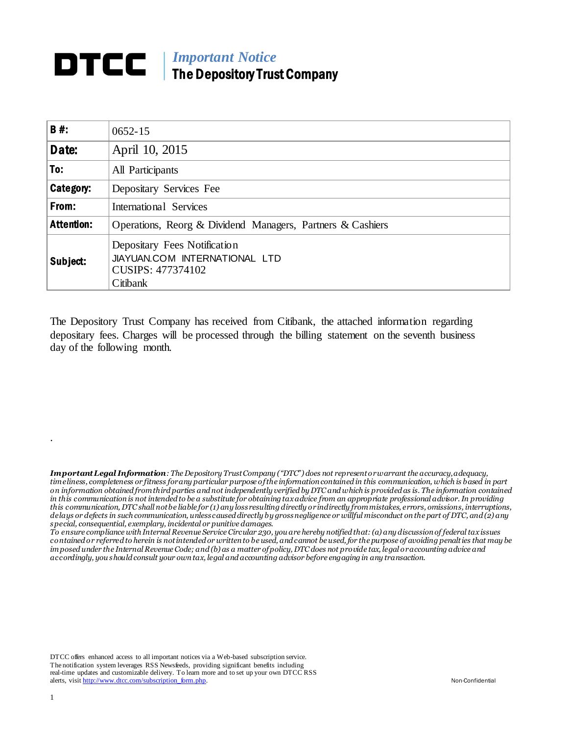# DTCC | *Important Notice* The Depository Trust Company

| **B #:** | 0652-15 |
|---|---|
| **Date:** | April 10, 2015 |
| **To:** | All Participants |
| **Category:** | Depositary Services Fee |
| **From:** | International Services |
| **Attention:** | Operations, Reorg & Dividend Managers, Partners & Cashiers |
| **Subject:** | Depositary Fees Notification<br>JIAYUAN.COM INTERNATIONAL LTD<br>CUSIPS: 477374102<br>Citibank |

The Depository Trust Company has received from Citibank, the attached information regarding depositary fees. Charges will be processed through the billing statement on the seventh business day of the following month.

.

***Important Legal Information**: The Depository Trust Company ("DTC") does not represent or warrant the accuracy, adequacy, timeliness, completeness or fitness for any particular purpose of the information contained in this communication, which is based in part on information obtained from third parties and not independently verified by DTC and which is provided as is. The information contained in this communication is not intended to be a substitute for obtaining tax advice from an appropriate professional advisor. In providing this communication, DTC shall not be liable for (1) any loss resulting directly or indirectly from mistakes, errors, omissions, interruptions, delays or defects in such communication, unless caused directly by gross negligence or willful misconduct on the part of DTC, and (2) any special, consequential, exemplary, incidental or punitive damages.*

*To ensure compliance with Internal Revenue Service Circular 230, you are hereby notified that: (a) any discussion of federal tax issues contained or referred to herein is not intended or written to be used, and cannot be used, for the purpose of avoiding penalties that may be imposed under the Internal Revenue Code; and (b) as a matter of policy, DTC does not provide tax, legal or accounting advice and accordingly, you should consult your own tax, legal and accounting advisor before engaging in any transaction.*

DTCC offers enhanced access to all important notices via a Web-based subscription service. The notification system leverages RSS Newsfeeds, providing significant benefits including real-time updates and customizable delivery. To learn more and to set up your own DTCC RSS alerts, visit http://www.dtcc.com/subscription_form.php.

Non-Confidential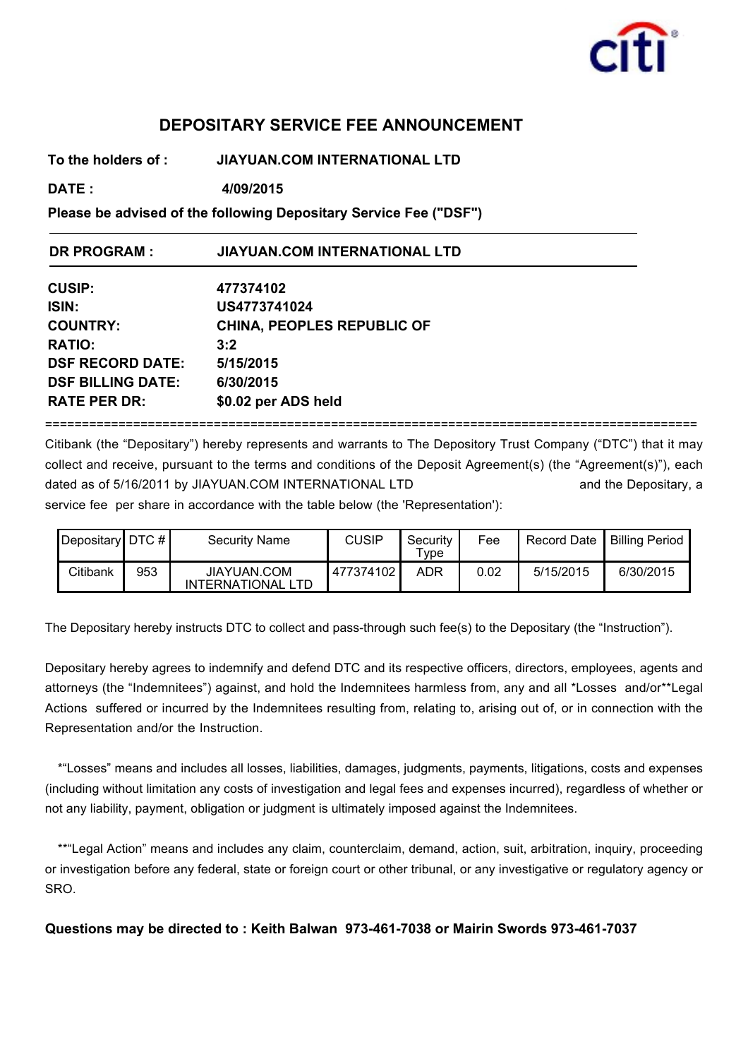# DEPOSITARY SERVICE FEE ANNOUNCEMENT

**To the holders of :** **JIAYUAN.COM INTERNATIONAL LTD**

**DATE :** **4/09/2015**

**Please be advised of the following Depositary Service Fee ("DSF")**

---

**DR PROGRAM :** **JIAYUAN.COM INTERNATIONAL LTD**

---

**CUSIP:** **477374102**
**ISIN:** **US4773741024**
**COUNTRY:** **CHINA, PEOPLES REPUBLIC OF**
**RATIO:** **3:2**
**DSF RECORD DATE:** **5/15/2015**
**DSF BILLING DATE:** **6/30/2015**
**RATE PER DR:** **$0.02 per ADS held**

==========================================================================================

Citibank (the "Depositary") hereby represents and warrants to The Depository Trust Company ("DTC") that it may collect and receive, pursuant to the terms and conditions of the Deposit Agreement(s) (the "Agreement(s)"), each dated as of 5/16/2011 by JIAYUAN.COM INTERNATIONAL LTD and the Depositary, a service fee per share in accordance with the table below (the 'Representation'):

| Depositary | DTC # | Security Name | CUSIP | Security Type | Fee | Record Date | Billing Period |
|---|---|---|---|---|---|---|---|
| Citibank | 953 | JIAYUAN.COM INTERNATIONAL LTD | 477374102 | ADR | 0.02 | 5/15/2015 | 6/30/2015 |

The Depositary hereby instructs DTC to collect and pass-through such fee(s) to the Depositary (the "Instruction").

Depositary hereby agrees to indemnify and defend DTC and its respective officers, directors, employees, agents and attorneys (the "Indemnitees") against, and hold the Indemnitees harmless from, any and all *Losses and/or**Legal Actions suffered or incurred by the Indemnitees resulting from, relating to, arising out of, or in connection with the Representation and/or the Instruction.

*"Losses" means and includes all losses, liabilities, damages, judgments, payments, litigations, costs and expenses (including without limitation any costs of investigation and legal fees and expenses incurred), regardless of whether or not any liability, payment, obligation or judgment is ultimately imposed against the Indemnitees.

**"Legal Action" means and includes any claim, counterclaim, demand, action, suit, arbitration, inquiry, proceeding or investigation before any federal, state or foreign court or other tribunal, or any investigative or regulatory agency or SRO.

**Questions may be directed to : Keith Balwan 973-461-7038 or Mairin Swords 973-461-7037**